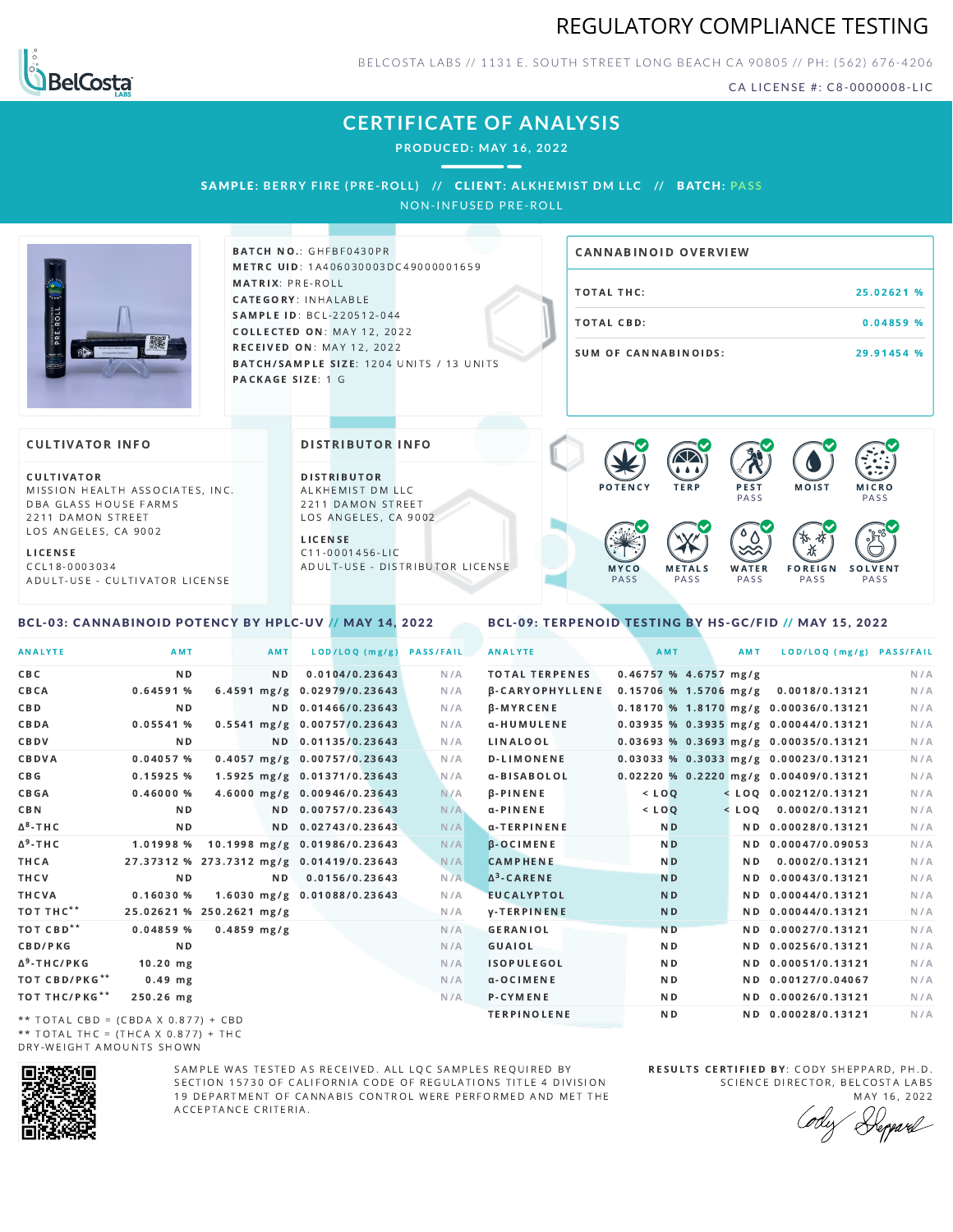# REGULATORY COMPLIANCE TESTING

BELCOSTA LABS // 1131 E. SOUTH STREET LONG BEACH CA 90805 // PH: (562) 676-4206

CA LICENSE #: C8-0000008-LIC

## CERTIFICATE OF ANALYSIS

**PRODUCED: MAY 16, 2022**

**SAMPLE: BERRY FIRE (PRE-ROLL) // CLIENT: ALKHEMIST DM LLC // BATCH: PASS**

NON-INFUSED PRE-ROLL

**BATCH NO.**: GHFBF0430PR
**METRC UID**: 1A406030003DC49000001659
**MATRIX**: PRE-ROLL
**CATEGORY**: INHALABLE
**SAMPLE ID**: BCL-220512-044
**COLLECTED ON**: MAY 12, 2022
**RECEIVED ON**: MAY 12, 2022
**BATCH/SAMPLE SIZE**: 1204 UNITS / 13 UNITS
**PACKAGE SIZE**: 1 G

### CANNABINOID OVERVIEW

| | |
|---|---|
| TOTAL THC: | 25.02621 % |
| TOTAL CBD: | 0.04859 % |
| SUM OF CANNABINOIDS: | 29.91454 % |

### CULTIVATOR INFO

**CULTIVATOR**
MISSION HEALTH ASSOCIATES, INC.
DBA GLASS HOUSE FARMS
2211 DAMON STREET
LOS ANGELES, CA 9002

**LICENSE**
CCL18-0003034
ADULT-USE - CULTIVATOR LICENSE

### DISTRIBUTOR INFO

**DISTRIBUTOR**
ALKHEMIST DM LLC
2211 DAMON STREET
LOS ANGELES, CA 9002

**LICENSE**
C11-0001456-LIC
ADULT-USE - DISTRIBUTOR LICENSE

POTENCY | TERP | PEST: PASS | MOIST | MICRO: PASS | MYCO: PASS | METALS: PASS | WATER: PASS | FOREIGN: PASS | SOLVENT: PASS

### BCL-03: CANNABINOID POTENCY BY HPLC-UV // MAY 14, 2022

| ANALYTE | AMT | AMT | LOD/LOQ (mg/g) | PASS/FAIL |
|---|---|---|---|---|
| CBC | ND | ND | 0.0104/0.23643 | N/A |
| CBCA | 0.64591 % | 6.4591 mg/g | 0.02979/0.23643 | N/A |
| CBD | ND | ND | 0.01466/0.23643 | N/A |
| CBDA | 0.05541 % | 0.5541 mg/g | 0.00757/0.23643 | N/A |
| CBDV | ND | ND | 0.01135/0.23643 | N/A |
| CBDVA | 0.04057 % | 0.4057 mg/g | 0.00757/0.23643 | N/A |
| CBG | 0.15925 % | 1.5925 mg/g | 0.01371/0.23643 | N/A |
| CBGA | 0.46000 % | 4.6000 mg/g | 0.00946/0.23643 | N/A |
| CBN | ND | ND | 0.00757/0.23643 | N/A |
| $\Delta^8$-THC | ND | ND | 0.02743/0.23643 | N/A |
| $\Delta^9$-THC | 1.01998 % | 10.1998 mg/g | 0.01986/0.23643 | N/A |
| THCA | 27.37312 % | 273.7312 mg/g | 0.01419/0.23643 | N/A |
| THCV | ND | ND | 0.0156/0.23643 | N/A |
| THCVA | 0.16030 % | 1.6030 mg/g | 0.01088/0.23643 | N/A |
| TOT THC** | 25.02621 % | 250.2621 mg/g | | N/A |
| TOT CBD** | 0.04859 % | 0.4859 mg/g | | N/A |
| CBD/PKG | ND | | | N/A |
| $\Delta^9$-THC/PKG | 10.20 mg | | | N/A |
| TOT CBD/PKG** | 0.49 mg | | | N/A |
| TOT THC/PKG** | 250.26 mg | | | N/A |

** TOTAL CBD = (CBDA X 0.877) + CBD
** TOTAL THC = (THCA X 0.877) + THC
DRY-WEIGHT AMOUNTS SHOWN

### BCL-09: TERPENOID TESTING BY HS-GC/FID // MAY 15, 2022

| ANALYTE | AMT | AMT | LOD/LOQ (mg/g) | PASS/FAIL |
|---|---|---|---|---|
| TOTAL TERPENES | 0.46757 % | 4.6757 mg/g | | N/A |
| β-CARYOPHYLLENE | 0.15706 % | 1.5706 mg/g | 0.0018/0.13121 | N/A |
| β-MYRCENE | 0.18170 % | 1.8170 mg/g | 0.00036/0.13121 | N/A |
| α-HUMULENE | 0.03935 % | 0.3935 mg/g | 0.00044/0.13121 | N/A |
| LINALOOL | 0.03693 % | 0.3693 mg/g | 0.00035/0.13121 | N/A |
| D-LIMONENE | 0.03033 % | 0.3033 mg/g | 0.00023/0.13121 | N/A |
| α-BISABOLOL | 0.02220 % | 0.2220 mg/g | 0.00409/0.13121 | N/A |
| β-PINENE | < LOQ | < LOQ | 0.00212/0.13121 | N/A |
| α-PINENE | < LOQ | < LOQ | 0.0002/0.13121 | N/A |
| α-TERPINENE | ND | ND | 0.00028/0.13121 | N/A |
| β-OCIMENE | ND | ND | 0.00047/0.09053 | N/A |
| CAMPHENE | ND | ND | 0.0002/0.13121 | N/A |
| $\Delta^3$-CARENE | ND | ND | 0.00043/0.13121 | N/A |
| EUCALYPTOL | ND | ND | 0.00044/0.13121 | N/A |
| γ-TERPINENE | ND | ND | 0.00044/0.13121 | N/A |
| GERANIOL | ND | ND | 0.00027/0.13121 | N/A |
| GUAIOL | ND | ND | 0.00256/0.13121 | N/A |
| ISOPULEGOL | ND | ND | 0.00051/0.13121 | N/A |
| α-OCIMENE | ND | ND | 0.00127/0.04067 | N/A |
| P-CYMENE | ND | ND | 0.00026/0.13121 | N/A |
| TERPINOLENE | ND | ND | 0.00028/0.13121 | N/A |

SAMPLE WAS TESTED AS RECEIVED. ALL LQC SAMPLES REQUIRED BY SECTION 15730 OF CALIFORNIA CODE OF REGULATIONS TITLE 4 DIVISION 19 DEPARTMENT OF CANNABIS CONTROL WERE PERFORMED AND MET THE ACCEPTANCE CRITERIA.

**RESULTS CERTIFIED BY**: CODY SHEPPARD, PH.D.
SCIENCE DIRECTOR, BELCOSTA LABS
MAY 16, 2022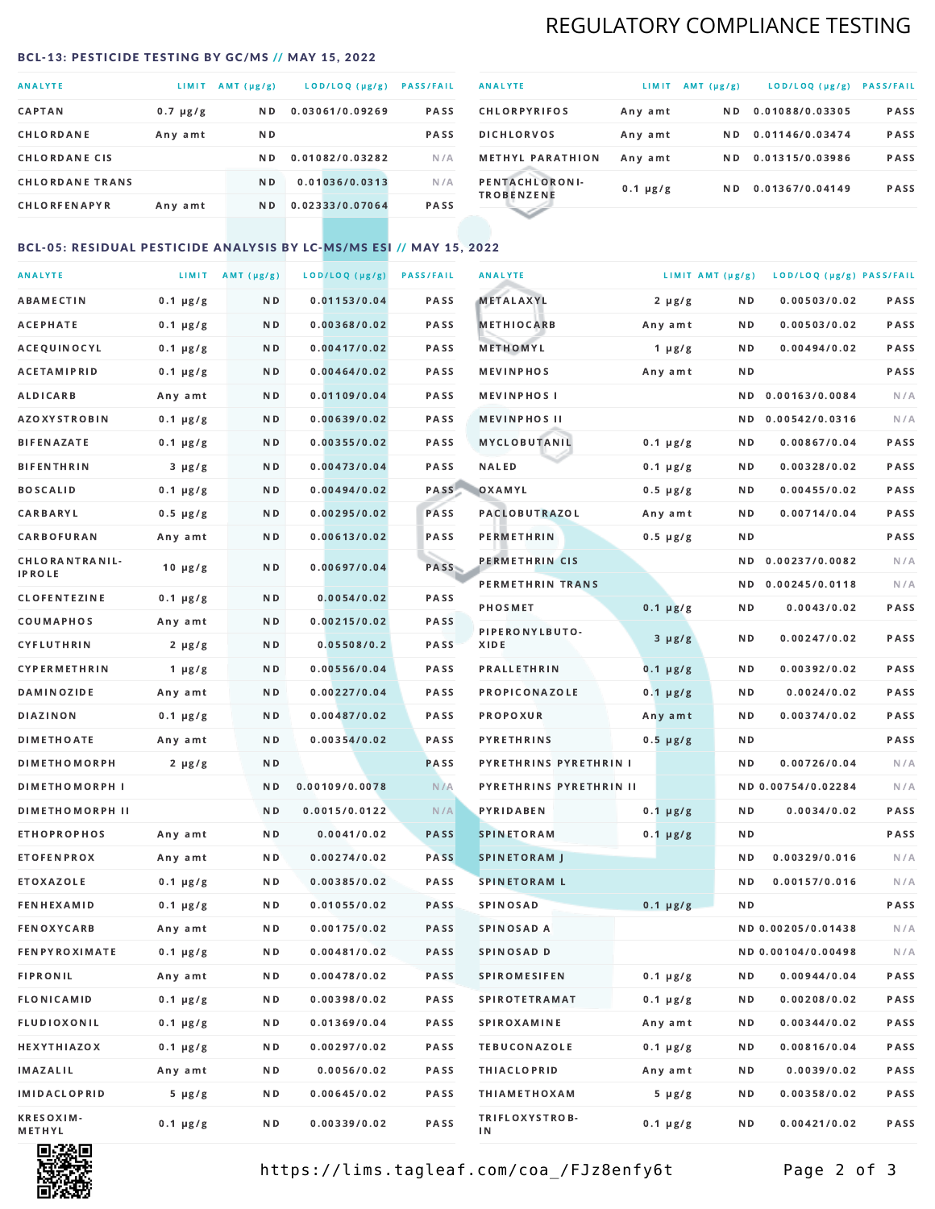# REGULATORY COMPLIANCE TESTING

## BCL-13: PESTICIDE TESTING BY GC/MS // MAY 15, 2022

| ANALYTE | LIMIT | AMT (μg/g) | LOD/LOQ (μg/g) | PASS/FAIL |
|---|---|---|---|---|
| CAPTAN | 0.7 μg/g | ND | 0.03061/0.09269 | PASS |
| CHLORDANE | Any amt | ND | | PASS |
| CHLORDANE CIS | | ND | 0.01082/0.03282 | N/A |
| CHLORDANE TRANS | | ND | 0.01036/0.0313 | N/A |
| CHLORFENAPYR | Any amt | ND | 0.02333/0.07064 | PASS |
| CHLORPYRIFOS | Any amt | ND | 0.01088/0.03305 | PASS |
| DICHLORVOS | Any amt | ND | 0.01146/0.03474 | PASS |
| METHYL PARATHION | Any amt | ND | 0.01315/0.03986 | PASS |
| PENTACHLORONITROBENZENE | 0.1 μg/g | ND | 0.01367/0.04149 | PASS |

## BCL-05: RESIDUAL PESTICIDE ANALYSIS BY LC-MS/MS ESI // MAY 15, 2022

| ANALYTE | LIMIT | AMT (μg/g) | LOD/LOQ (μg/g) | PASS/FAIL |
|---|---|---|---|---|
| ABAMECTIN | 0.1 μg/g | ND | 0.01153/0.04 | PASS |
| ACEPHATE | 0.1 μg/g | ND | 0.00368/0.02 | PASS |
| ACEQUINOCYL | 0.1 μg/g | ND | 0.00417/0.02 | PASS |
| ACETAMIPRID | 0.1 μg/g | ND | 0.00464/0.02 | PASS |
| ALDICARB | Any amt | ND | 0.01109/0.04 | PASS |
| AZOXYSTROBIN | 0.1 μg/g | ND | 0.00639/0.02 | PASS |
| BIFENAZATE | 0.1 μg/g | ND | 0.00355/0.02 | PASS |
| BIFENTHRIN | 3 μg/g | ND | 0.00473/0.04 | PASS |
| BOSCALID | 0.1 μg/g | ND | 0.00494/0.02 | PASS |
| CARBARYL | 0.5 μg/g | ND | 0.00295/0.02 | PASS |
| CARBOFURAN | Any amt | ND | 0.00613/0.02 | PASS |
| CHLORANTRANILIPROLE | 10 μg/g | ND | 0.00697/0.04 | PASS |
| CLOFENTEZINE | 0.1 μg/g | ND | 0.0054/0.02 | PASS |
| COUMAPHOS | Any amt | ND | 0.00215/0.02 | PASS |
| CYFLUTHRIN | 2 μg/g | ND | 0.05508/0.2 | PASS |
| CYPERMETHRIN | 1 μg/g | ND | 0.00556/0.04 | PASS |
| DAMINOZIDE | Any amt | ND | 0.00227/0.04 | PASS |
| DIAZINON | 0.1 μg/g | ND | 0.00487/0.02 | PASS |
| DIMETHOATE | Any amt | ND | 0.00354/0.02 | PASS |
| DIMETHOMORPH | 2 μg/g | ND | | PASS |
| DIMETHOMORPH I | | ND | 0.00109/0.0078 | N/A |
| DIMETHOMORPH II | | ND | 0.0015/0.0122 | N/A |
| ETHOPROPHOS | Any amt | ND | 0.0041/0.02 | PASS |
| ETOFENPROX | Any amt | ND | 0.00274/0.02 | PASS |
| ETOXAZOLE | 0.1 μg/g | ND | 0.00385/0.02 | PASS |
| FENHEXAMID | 0.1 μg/g | ND | 0.01055/0.02 | PASS |
| FENOXYCARB | Any amt | ND | 0.00175/0.02 | PASS |
| FENPYROXIMATE | 0.1 μg/g | ND | 0.00481/0.02 | PASS |
| FIPRONIL | Any amt | ND | 0.00478/0.02 | PASS |
| FLONICAMID | 0.1 μg/g | ND | 0.00398/0.02 | PASS |
| FLUDIOXONIL | 0.1 μg/g | ND | 0.01369/0.04 | PASS |
| HEXYTHIAZOX | 0.1 μg/g | ND | 0.00297/0.02 | PASS |
| IMAZALIL | Any amt | ND | 0.0056/0.02 | PASS |
| IMIDACLOPRID | 5 μg/g | ND | 0.00645/0.02 | PASS |
| KRESOXIM-METHYL | 0.1 μg/g | ND | 0.00339/0.02 | PASS |
| METALAXYL | 2 μg/g | ND | 0.00503/0.02 | PASS |
| METHIOCARB | Any amt | ND | 0.00503/0.02 | PASS |
| METHOMYL | 1 μg/g | ND | 0.00494/0.02 | PASS |
| MEVINPHOS | Any amt | ND | | PASS |
| MEVINPHOS I | | ND | 0.00163/0.0084 | N/A |
| MEVINPHOS II | | ND | 0.00542/0.0316 | N/A |
| MYCLOBUTANIL | 0.1 μg/g | ND | 0.00867/0.04 | PASS |
| NALED | 0.1 μg/g | ND | 0.00328/0.02 | PASS |
| OXAMYL | 0.5 μg/g | ND | 0.00455/0.02 | PASS |
| PACLOBUTRAZOL | Any amt | ND | 0.00714/0.04 | PASS |
| PERMETHRIN | 0.5 μg/g | ND | | PASS |
| PERMETHRIN CIS | | ND | 0.00237/0.0082 | N/A |
| PERMETHRIN TRANS | | ND | 0.00245/0.0118 | N/A |
| PHOSMET | 0.1 μg/g | ND | 0.0043/0.02 | PASS |
| PIPERONYLBUTOXIDE | 3 μg/g | ND | 0.00247/0.02 | PASS |
| PRALLETHRIN | 0.1 μg/g | ND | 0.00392/0.02 | PASS |
| PROPICONAZOLE | 0.1 μg/g | ND | 0.0024/0.02 | PASS |
| PROPOXUR | Any amt | ND | 0.00374/0.02 | PASS |
| PYRETHRINS | 0.5 μg/g | ND | | PASS |
| PYRETHRINS PYRETHRIN I | | ND | 0.00726/0.04 | N/A |
| PYRETHRINS PYRETHRIN II | | ND | 0.00754/0.02284 | N/A |
| PYRIDABEN | 0.1 μg/g | ND | 0.0034/0.02 | PASS |
| SPINETORAM | 0.1 μg/g | ND | | PASS |
| SPINETORAM J | | ND | 0.00329/0.016 | N/A |
| SPINETORAM L | | ND | 0.00157/0.016 | N/A |
| SPINOSAD | 0.1 μg/g | ND | | PASS |
| SPINOSAD A | | ND | 0.00205/0.01438 | N/A |
| SPINOSAD D | | ND | 0.00104/0.00498 | N/A |
| SPIROMESIFEN | 0.1 μg/g | ND | 0.00944/0.04 | PASS |
| SPIROTETRAMAT | 0.1 μg/g | ND | 0.00208/0.02 | PASS |
| SPIROXAMINE | Any amt | ND | 0.00344/0.02 | PASS |
| TEBUCONAZOLE | 0.1 μg/g | ND | 0.00816/0.04 | PASS |
| THIACLOPRID | Any amt | ND | 0.0039/0.02 | PASS |
| THIAMETHOXAM | 5 μg/g | ND | 0.00358/0.02 | PASS |
| TRIFLOXYSTROBIN | 0.1 μg/g | ND | 0.00421/0.02 | PASS |

https://lims.tagleaf.com/coa_/FJz8enfy6t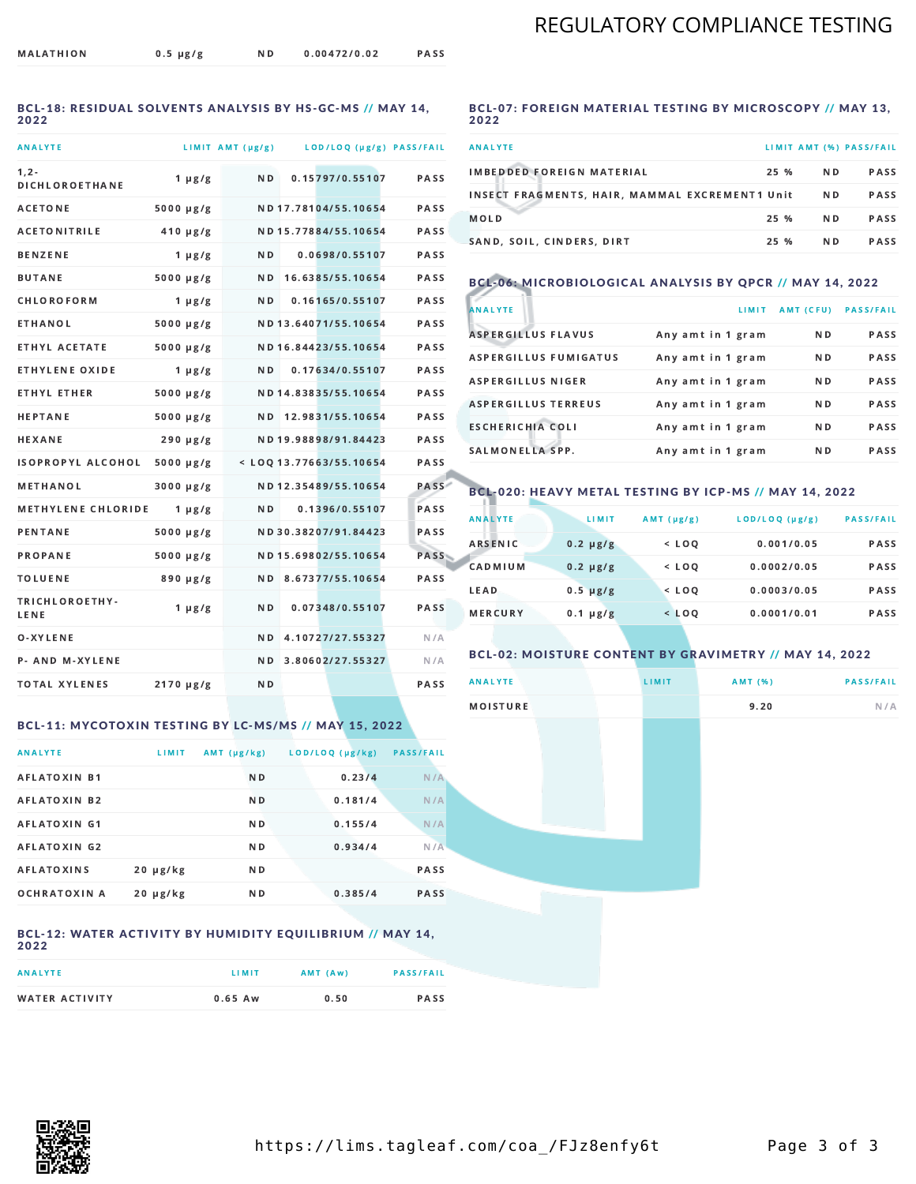# REGULATORY COMPLIANCE TESTING

| | | | | |
|---|---|---|---|---|
| MALATHION | 0.5 µg/g | ND | 0.00472/0.02 | PASS |

## BCL-18: RESIDUAL SOLVENTS ANALYSIS BY HS-GC-MS // MAY 14, 2022

| ANALYTE | LIMIT | AMT (µg/g) | LOD/LOQ (µg/g) | PASS/FAIL |
|---|---|---|---|---|
| 1,2-DICHLOROETHANE | 1 µg/g | ND | 0.15797/0.55107 | PASS |
| ACETONE | 5000 µg/g | ND | 17.78104/55.10654 | PASS |
| ACETONITRILE | 410 µg/g | ND | 15.77884/55.10654 | PASS |
| BENZENE | 1 µg/g | ND | 0.0698/0.55107 | PASS |
| BUTANE | 5000 µg/g | ND | 16.6385/55.10654 | PASS |
| CHLOROFORM | 1 µg/g | ND | 0.16165/0.55107 | PASS |
| ETHANOL | 5000 µg/g | ND | 13.64071/55.10654 | PASS |
| ETHYL ACETATE | 5000 µg/g | ND | 16.84423/55.10654 | PASS |
| ETHYLENE OXIDE | 1 µg/g | ND | 0.17634/0.55107 | PASS |
| ETHYL ETHER | 5000 µg/g | ND | 14.83835/55.10654 | PASS |
| HEPTANE | 5000 µg/g | ND | 12.9831/55.10654 | PASS |
| HEXANE | 290 µg/g | ND | 19.98898/91.84423 | PASS |
| ISOPROPYL ALCOHOL | 5000 µg/g | < LOQ | 13.77663/55.10654 | PASS |
| METHANOL | 3000 µg/g | ND | 12.35489/55.10654 | PASS |
| METHYLENE CHLORIDE | 1 µg/g | ND | 0.1396/0.55107 | PASS |
| PENTANE | 5000 µg/g | ND | 30.38207/91.84423 | PASS |
| PROPANE | 5000 µg/g | ND | 15.69802/55.10654 | PASS |
| TOLUENE | 890 µg/g | ND | 8.67377/55.10654 | PASS |
| TRICHLOROETHYLENE | 1 µg/g | ND | 0.07348/0.55107 | PASS |
| O-XYLENE | | ND | 4.10727/27.55327 | N/A |
| P- AND M-XYLENE | | ND | 3.80602/27.55327 | N/A |
| TOTAL XYLENES | 2170 µg/g | ND | | PASS |

## BCL-11: MYCOTOXIN TESTING BY LC-MS/MS // MAY 15, 2022

| ANALYTE | LIMIT | AMT (µg/kg) | LOD/LOQ (µg/kg) | PASS/FAIL |
|---|---|---|---|---|
| AFLATOXIN B1 | | ND | 0.23/4 | N/A |
| AFLATOXIN B2 | | ND | 0.181/4 | N/A |
| AFLATOXIN G1 | | ND | 0.155/4 | N/A |
| AFLATOXIN G2 | | ND | 0.934/4 | N/A |
| AFLATOXINS | 20 µg/kg | ND | | PASS |
| OCHRATOXIN A | 20 µg/kg | ND | 0.385/4 | PASS |

## BCL-12: WATER ACTIVITY BY HUMIDITY EQUILIBRIUM // MAY 14, 2022

| ANALYTE | LIMIT | AMT (Aw) | PASS/FAIL |
|---|---|---|---|
| WATER ACTIVITY | 0.65 Aw | 0.50 | PASS |

## BCL-07: FOREIGN MATERIAL TESTING BY MICROSCOPY // MAY 13, 2022

| ANALYTE | LIMIT | AMT (%) | PASS/FAIL |
|---|---|---|---|
| IMBEDDED FOREIGN MATERIAL | 25 % | ND | PASS |
| INSECT FRAGMENTS, HAIR, MAMMAL EXCREMENT | 1 Unit | ND | PASS |
| MOLD | 25 % | ND | PASS |
| SAND, SOIL, CINDERS, DIRT | 25 % | ND | PASS |

## BCL-06: MICROBIOLOGICAL ANALYSIS BY QPCR // MAY 14, 2022

| ANALYTE | LIMIT | AMT (CFU) | PASS/FAIL |
|---|---|---|---|
| ASPERGILLUS FLAVUS | Any amt in 1 gram | ND | PASS |
| ASPERGILLUS FUMIGATUS | Any amt in 1 gram | ND | PASS |
| ASPERGILLUS NIGER | Any amt in 1 gram | ND | PASS |
| ASPERGILLUS TERREUS | Any amt in 1 gram | ND | PASS |
| ESCHERICHIA COLI | Any amt in 1 gram | ND | PASS |
| SALMONELLA SPP. | Any amt in 1 gram | ND | PASS |

## BCL-020: HEAVY METAL TESTING BY ICP-MS // MAY 14, 2022

| ANALYTE | LIMIT | AMT (µg/g) | LOD/LOQ (µg/g) | PASS/FAIL |
|---|---|---|---|---|
| ARSENIC | 0.2 µg/g | < LOQ | 0.001/0.05 | PASS |
| CADMIUM | 0.2 µg/g | < LOQ | 0.0002/0.05 | PASS |
| LEAD | 0.5 µg/g | < LOQ | 0.0003/0.05 | PASS |
| MERCURY | 0.1 µg/g | < LOQ | 0.0001/0.01 | PASS |

## BCL-02: MOISTURE CONTENT BY GRAVIMETRY // MAY 14, 2022

| ANALYTE | LIMIT | AMT (%) | PASS/FAIL |
|---|---|---|---|
| MOISTURE | | 9.20 | N/A |

https://lims.tagleaf.com/coa_/FJz8enfy6t